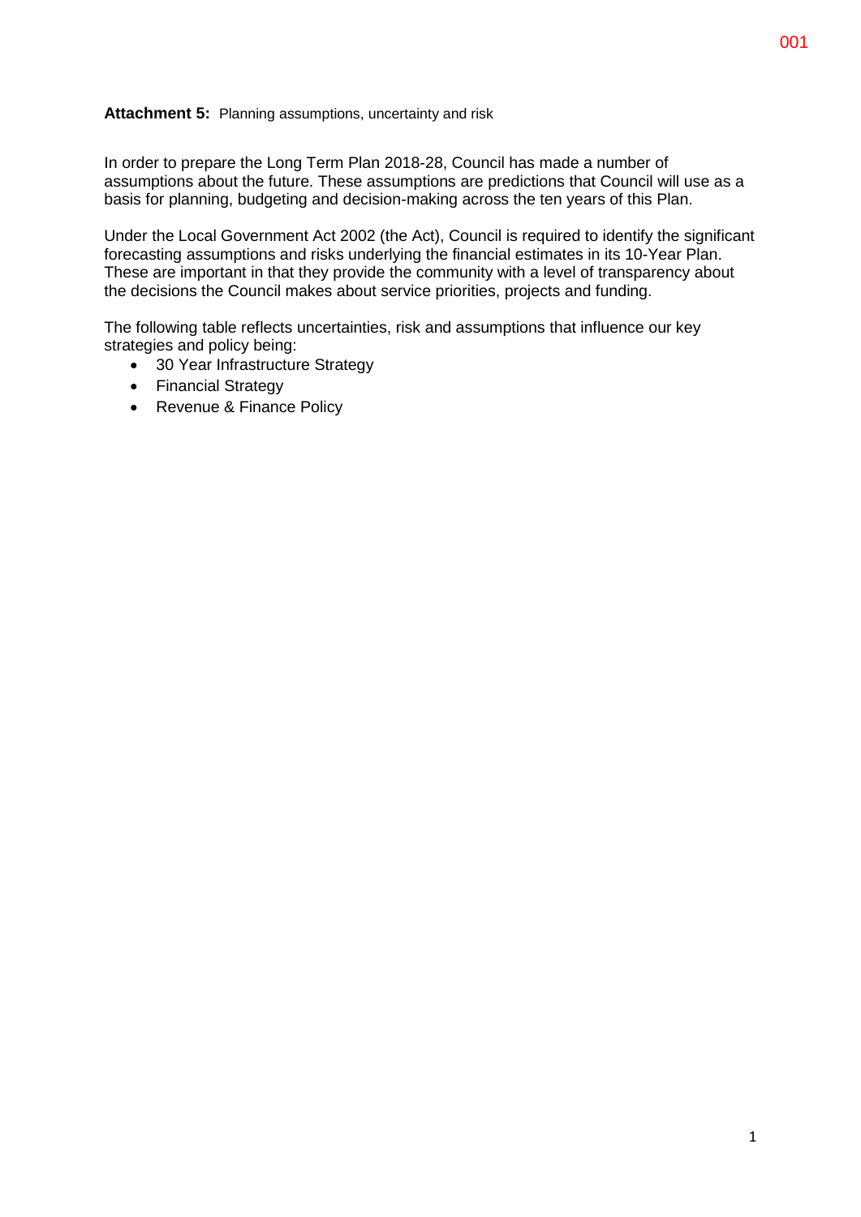**Attachment 5:** Planning assumptions, uncertainty and risk

In order to prepare the Long Term Plan 2018-28, Council has made a number of assumptions about the future. These assumptions are predictions that Council will use as a basis for planning, budgeting and decision-making across the ten years of this Plan.

Under the Local Government Act 2002 (the Act), Council is required to identify the significant forecasting assumptions and risks underlying the financial estimates in its 10-Year Plan. These are important in that they provide the community with a level of transparency about the decisions the Council makes about service priorities, projects and funding.

The following table reflects uncertainties, risk and assumptions that influence our key strategies and policy being:

- 30 Year Infrastructure Strategy
- Financial Strategy
- Revenue & Finance Policy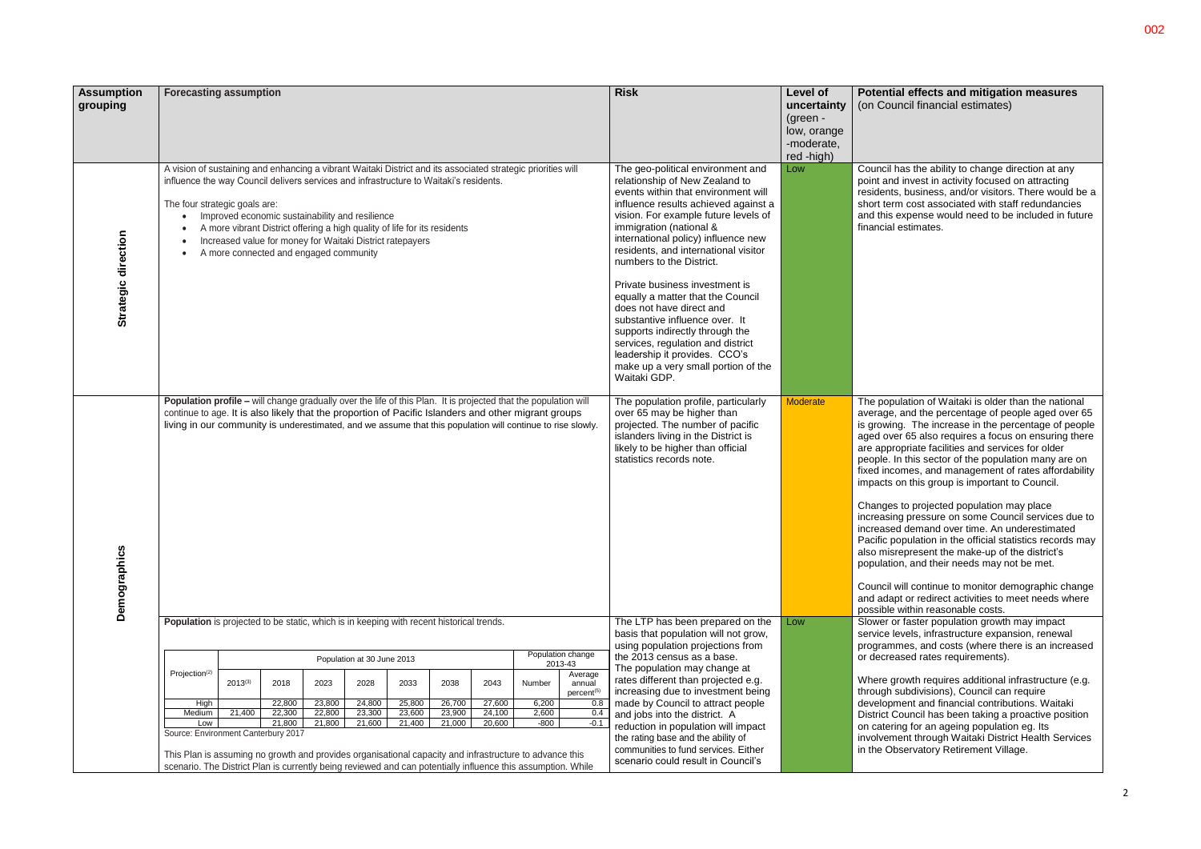| Assumption grouping | Forecasting assumption | Risk | Level of uncertainty (green - low, orange -moderate, red -high) | Potential effects and mitigation measures (on Council financial estimates) |
|---|---|---|---|---|
| Strategic direction | A vision of sustaining and enhancing a vibrant Waitaki District and its associated strategic priorities will influence the way Council delivers services and infrastructure to Waitaki's residents.<br><br>The four strategic goals are:<br>• Improved economic sustainability and resilience<br>• A more vibrant District offering a high quality of life for its residents<br>• Increased value for money for Waitaki District ratepayers<br>• A more connected and engaged community | The geo-political environment and relationship of New Zealand to events within that environment will influence results achieved against a vision. For example future levels of immigration (national & international policy) influence new residents, and international visitor numbers to the District.<br><br>Private business investment is equally a matter that the Council does not have direct and substantive influence over. It supports indirectly through the services, regulation and district leadership it provides. CCO's make up a very small portion of the Waitaki GDP. | Low | Council has the ability to change direction at any point and invest in activity focused on attracting residents, business, and/or visitors. There would be a short term cost associated with staff redundancies and this expense would need to be included in future financial estimates. |
| Demographics | **Population profile –** will change gradually over the life of this Plan. It is projected that the population will continue to age. It is also likely that the proportion of Pacific Islanders and other migrant groups living in our community is underestimated, and we assume that this population will continue to rise slowly. | The population profile, particularly over 65 may be higher than projected. The number of pacific islanders living in the District is likely to be higher than official statistics records note. | Moderate | The population of Waitaki is older than the national average, and the percentage of people aged over 65 is growing. The increase in the percentage of people aged over 65 also requires a focus on ensuring there are appropriate facilities and services for older people. In this sector of the population many are on fixed incomes, and management of rates affordability impacts on this group is important to Council.<br><br>Changes to projected population may place increasing pressure on some Council services due to increased demand over time. An underestimated Pacific population in the official statistics records may also misrepresent the make-up of the district's population, and their needs may not be met.<br><br>Council will continue to monitor demographic change and adapt or redirect activities to meet needs where possible within reasonable costs. |
| | **Population** is projected to be static, which is in keeping with recent historical trends.<br><br>*(see population projection table below)*<br><br>Source: Environment Canterbury 2017<br><br>This Plan is assuming no growth and provides organisational capacity and infrastructure to advance this scenario. The District Plan is currently being reviewed and can potentially influence this assumption. While | The LTP has been prepared on the basis that population will not grow, using population projections from the 2013 census as a base. The population may change at rates different than projected e.g. increasing due to investment being made by Council to attract people and jobs into the district. A reduction in population will impact the rating base and the ability of communities to fund services. Either scenario could result in Council's | Low | Slower or faster population growth may impact service levels, infrastructure expansion, renewal programmes, and costs (where there is an increased or decreased rates requirements).<br><br>Where growth requires additional infrastructure (e.g. through subdivisions), Council can require development and financial contributions. Waitaki District Council has been taking a proactive position on catering for an ageing population eg. Its involvement through Waitaki District Health Services in the Observatory Retirement Village. |

| Projection[2] | Population at 30 June 2013 | | | | | | | Population change 2013-43 | |
|---|---|---|---|---|---|---|---|---|---|
| | 2013[3] | 2018 | 2023 | 2028 | 2033 | 2038 | 2043 | Number | Average annual percent[5] |
| High | | 22,800 | 23,800 | 24,800 | 25,800 | 26,700 | 27,600 | 6,200 | 0.8 |
| Medium | 21,400 | 22,300 | 22,800 | 23,300 | 23,600 | 23,900 | 24,100 | 2,600 | 0.4 |
| Low | | 21,800 | 21,800 | 21,600 | 21,400 | 21,000 | 20,600 | -800 | -0.1 |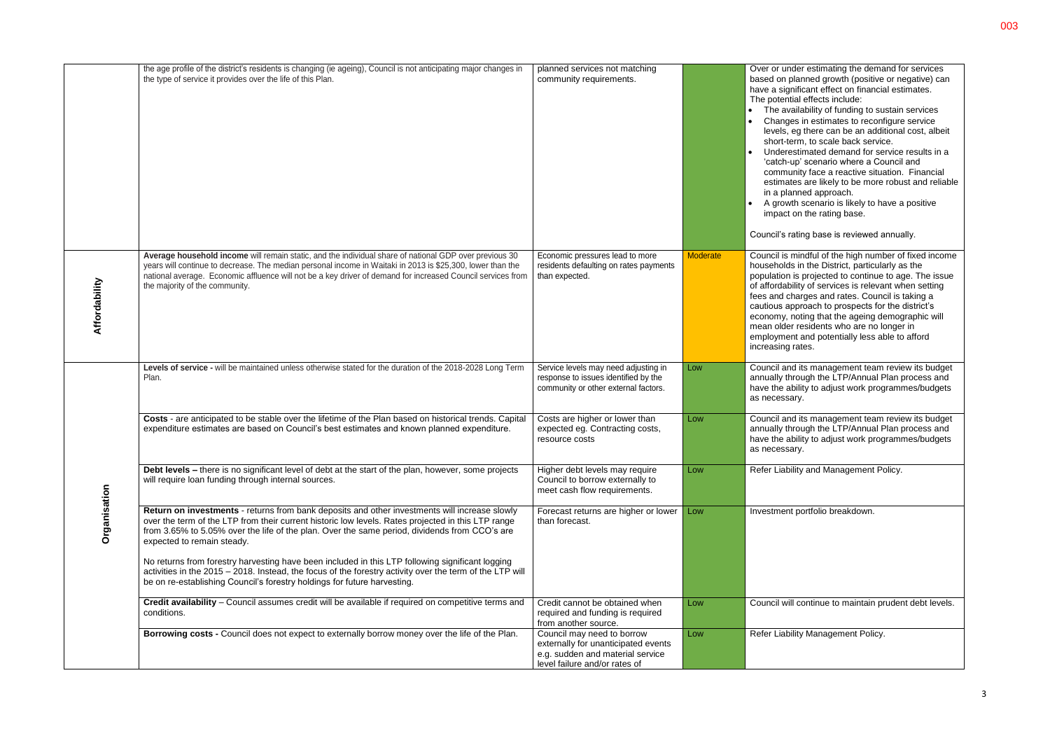| | | | | |
|---|---|---|---|---|
| | the age profile of the district's residents is changing (ie ageing), Council is not anticipating major changes in the type of service it provides over the life of this Plan. | planned services not matching community requirements. | | Over or under estimating the demand for services based on planned growth (positive or negative) can have a significant effect on financial estimates. The potential effects include: <br>• The availability of funding to sustain services <br>• Changes in estimates to reconfigure service levels, eg there can be an additional cost, albeit short-term, to scale back service. <br>• Underestimated demand for service results in a 'catch-up' scenario where a Council and community face a reactive situation. Financial estimates are likely to be more robust and reliable in a planned approach. <br>• A growth scenario is likely to have a positive impact on the rating base. <br><br>Council's rating base is reviewed annually. |
| **Affordability** | **Average household income** will remain static, and the individual share of national GDP over previous 30 years will continue to decrease. The median personal income in Waitaki in 2013 is $25,300, lower than the national average. Economic affluence will not be a key driver of demand for increased Council services from the majority of the community. | Economic pressures lead to more residents defaulting on rates payments than expected. | Moderate | Council is mindful of the high number of fixed income households in the District, particularly as the population is projected to continue to age. The issue of affordability of services is relevant when setting fees and charges and rates. Council is taking a cautious approach to prospects for the district's economy, noting that the ageing demographic will mean older residents who are no longer in employment and potentially less able to afford increasing rates. |
| **Organisation** | **Levels of service -** will be maintained unless otherwise stated for the duration of the 2018-2028 Long Term Plan. | Service levels may need adjusting in response to issues identified by the community or other external factors. | Low | Council and its management team review its budget annually through the LTP/Annual Plan process and have the ability to adjust work programmes/budgets as necessary. |
| | **Costs** - are anticipated to be stable over the lifetime of the Plan based on historical trends. Capital expenditure estimates are based on Council's best estimates and known planned expenditure. | Costs are higher or lower than expected eg. Contracting costs, resource costs | Low | Council and its management team review its budget annually through the LTP/Annual Plan process and have the ability to adjust work programmes/budgets as necessary. |
| | **Debt levels –** there is no significant level of debt at the start of the plan, however, some projects will require loan funding through internal sources. | Higher debt levels may require Council to borrow externally to meet cash flow requirements. | Low | Refer Liability and Management Policy. |
| | **Return on investments** - returns from bank deposits and other investments will increase slowly over the term of the LTP from their current historic low levels. Rates projected in this LTP range from 3.65% to 5.05% over the life of the plan. Over the same period, dividends from CCO's are expected to remain steady. <br><br>No returns from forestry harvesting have been included in this LTP following significant logging activities in the 2015 – 2018. Instead, the focus of the forestry activity over the term of the LTP will be on re-establishing Council's forestry holdings for future harvesting. | Forecast returns are higher or lower than forecast. | Low | Investment portfolio breakdown. |
| | **Credit availability** – Council assumes credit will be available if required on competitive terms and conditions. | Credit cannot be obtained when required and funding is required from another source. | Low | Council will continue to maintain prudent debt levels. |
| | **Borrowing costs -** Council does not expect to externally borrow money over the life of the Plan. | Council may need to borrow externally for unanticipated events e.g. sudden and material service level failure and/or rates of | Low | Refer Liability Management Policy. |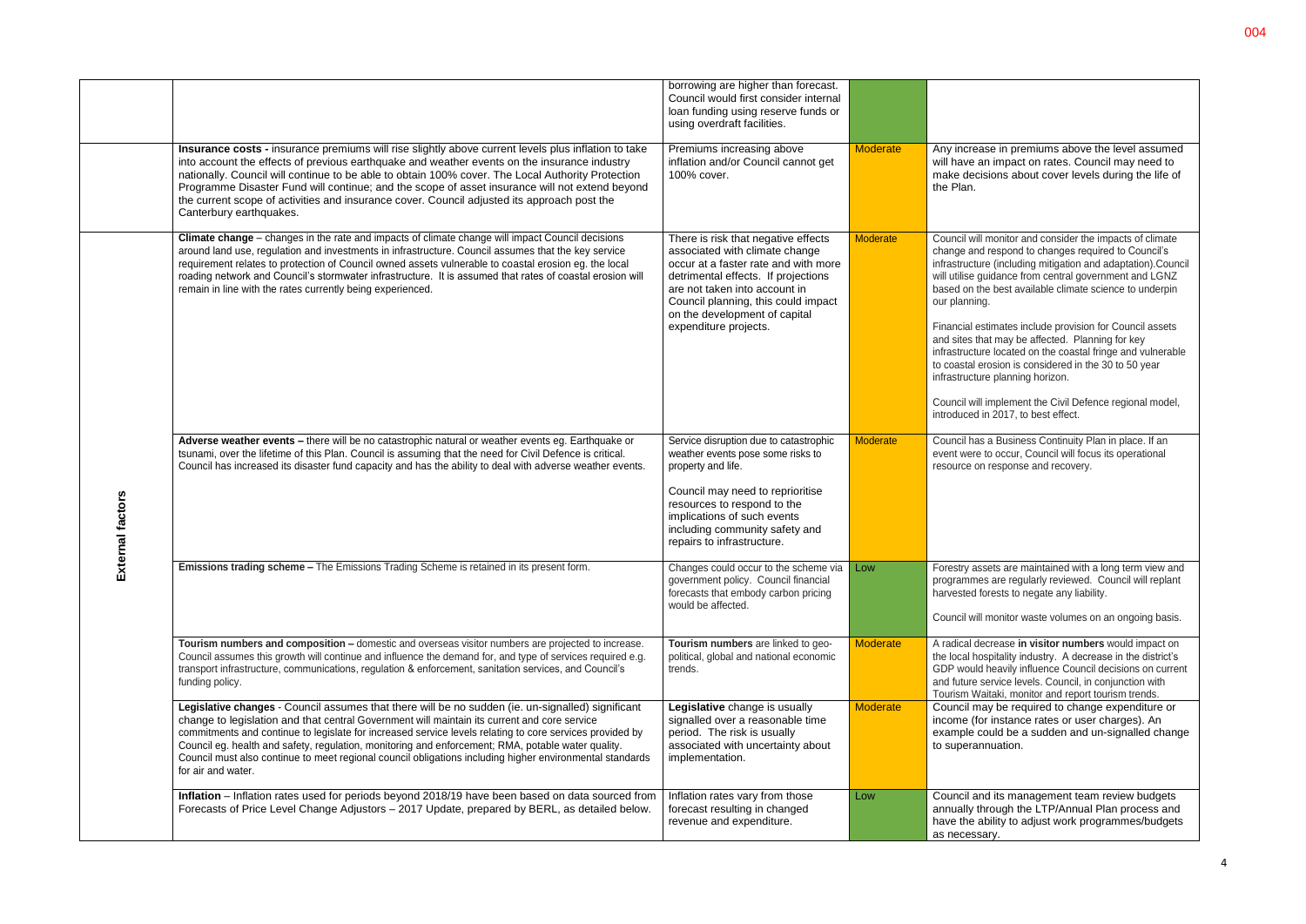|  |  |  |  |  |
| --- | --- | --- | --- | --- |
|  |  | borrowing are higher than forecast. Council would first consider internal loan funding using reserve funds or using overdraft facilities. |  |  |
|  | **Insurance costs -** insurance premiums will rise slightly above current levels plus inflation to take into account the effects of previous earthquake and weather events on the insurance industry nationally. Council will continue to be able to obtain 100% cover. The Local Authority Protection Programme Disaster Fund will continue; and the scope of asset insurance will not extend beyond the current scope of activities and insurance cover. Council adjusted its approach post the Canterbury earthquakes. | Premiums increasing above inflation and/or Council cannot get 100% cover. | Moderate | Any increase in premiums above the level assumed will have an impact on rates. Council may need to make decisions about cover levels during the life of the Plan. |
| **External factors** | **Climate change** – changes in the rate and impacts of climate change will impact Council decisions around land use, regulation and investments in infrastructure. Council assumes that the key service requirement relates to protection of Council owned assets vulnerable to coastal erosion eg. the local roading network and Council's stormwater infrastructure. It is assumed that rates of coastal erosion will remain in line with the rates currently being experienced. | There is risk that negative effects associated with climate change occur at a faster rate and with more detrimental effects. If projections are not taken into account in Council planning, this could impact on the development of capital expenditure projects. | Moderate | Council will monitor and consider the impacts of climate change and respond to changes required to Council's infrastructure (including mitigation and adaptation).Council will utilise guidance from central government and LGNZ based on the best available climate science to underpin our planning.<br><br>Financial estimates include provision for Council assets and sites that may be affected. Planning for key infrastructure located on the coastal fringe and vulnerable to coastal erosion is considered in the 30 to 50 year infrastructure planning horizon.<br><br>Council will implement the Civil Defence regional model, introduced in 2017, to best effect. |
|  | **Adverse weather events –** there will be no catastrophic natural or weather events eg. Earthquake or tsunami, over the lifetime of this Plan. Council is assuming that the need for Civil Defence is critical. Council has increased its disaster fund capacity and has the ability to deal with adverse weather events. | Service disruption due to catastrophic weather events pose some risks to property and life.<br><br>Council may need to reprioritise resources to respond to the implications of such events including community safety and repairs to infrastructure. | Moderate | Council has a Business Continuity Plan in place. If an event were to occur, Council will focus its operational resource on response and recovery. |
|  | **Emissions trading scheme –** The Emissions Trading Scheme is retained in its present form. | Changes could occur to the scheme via government policy. Council financial forecasts that embody carbon pricing would be affected. | Low | Forestry assets are maintained with a long term view and programmes are regularly reviewed. Council will replant harvested forests to negate any liability.<br><br>Council will monitor waste volumes on an ongoing basis. |
|  | **Tourism numbers and composition –** domestic and overseas visitor numbers are projected to increase. Council assumes this growth will continue and influence the demand for, and type of services required e.g. transport infrastructure, communications, regulation & enforcement, sanitation services, and Council's funding policy. | **Tourism numbers** are linked to geo-political, global and national economic trends. | Moderate | A radical decrease **in visitor numbers** would impact on the local hospitality industry. A decrease in the district's GDP would heavily influence Council decisions on current and future service levels. Council, in conjunction with Tourism Waitaki, monitor and report tourism trends. |
|  | **Legislative changes** - Council assumes that there will be no sudden (ie. un-signalled) significant change to legislation and that central Government will maintain its current and core service commitments and continue to legislate for increased service levels relating to core services provided by Council eg. health and safety, regulation, monitoring and enforcement; RMA, potable water quality. Council must also continue to meet regional council obligations including higher environmental standards for air and water. | **Legislative** change is usually signalled over a reasonable time period. The risk is usually associated with uncertainty about implementation. | Moderate | Council may be required to change expenditure or income (for instance rates or user charges). An example could be a sudden and un-signalled change to superannuation. |
|  | **Inflation** – Inflation rates used for periods beyond 2018/19 have been based on data sourced from Forecasts of Price Level Change Adjustors – 2017 Update, prepared by BERL, as detailed below. | Inflation rates vary from those forecast resulting in changed revenue and expenditure. | Low | Council and its management team review budgets annually through the LTP/Annual Plan process and have the ability to adjust work programmes/budgets as necessary. |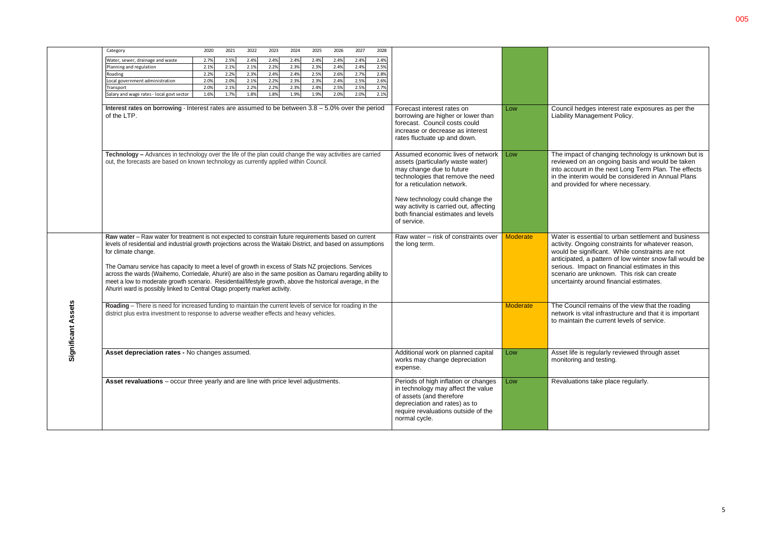| | Assumption | Risk | Level of uncertainty | Comment |
|---|---|---|---|---|
| | *(continued inflation table below)* | | | |
| | **Interest rates on borrowing** - Interest rates are assumed to be between 3.8 – 5.0% over the period of the LTP. | Forecast interest rates on borrowing are higher or lower than forecast. Council costs could increase or decrease as interest rates fluctuate up and down. | Low | Council hedges interest rate exposures as per the Liability Management Policy. |
| | **Technology –** Advances in technology over the life of the plan could change the way activities are carried out, the forecasts are based on known technology as currently applied within Council. | Assumed economic lives of network assets (particularly waste water) may change due to future technologies that remove the need for a reticulation network.<br><br>New technology could change the way activity is carried out, affecting both financial estimates and levels of service. | Low | The impact of changing technology is unknown but is reviewed on an ongoing basis and would be taken into account in the next Long Term Plan. The effects in the interim would be considered in Annual Plans and provided for where necessary. |
| Significant Assets | **Raw water** – Raw water for treatment is not expected to constrain future requirements based on current levels of residential and industrial growth projections across the Waitaki District, and based on assumptions for climate change.<br><br>The Oamaru service has capacity to meet a level of growth in excess of Stats NZ projections. Services across the wards (Waihemo, Corriedale, Ahuriri) are also in the same position as Oamaru regarding ability to meet a low to moderate growth scenario. Residential/lifestyle growth, above the historical average, in the Ahuriri ward is possibly linked to Central Otago property market activity. | Raw water – risk of constraints over the long term. | Moderate | Water is essential to urban settlement and business activity. Ongoing constraints for whatever reason, would be significant. While constraints are not anticipated, a pattern of low winter snow fall would be serious. Impact on financial estimates in this scenario are unknown. This risk can create uncertainty around financial estimates. |
| Significant Assets | **Roading** – There is need for increased funding to maintain the current levels of service for roading in the district plus extra investment to response to adverse weather effects and heavy vehicles. | | Moderate | The Council remains of the view that the roading network is vital infrastructure and that it is important to maintain the current levels of service. |
| Significant Assets | **Asset depreciation rates -** No changes assumed. | Additional work on planned capital works may change depreciation expense. | Low | Asset life is regularly reviewed through asset monitoring and testing. |
| Significant Assets | **Asset revaluations** – occur three yearly and are line with price level adjustments. | Periods of high inflation or changes in technology may affect the value of assets (and therefore depreciation and rates) as to require revaluations outside of the normal cycle. | Low | Revaluations take place regularly. |

| Category | 2020 | 2021 | 2022 | 2023 | 2024 | 2025 | 2026 | 2027 | 2028 |
|---|---|---|---|---|---|---|---|---|---|
| Water, sewer, drainage and waste | 2.7% | 2.5% | 2.4% | 2.4% | 2.4% | 2.4% | 2.4% | 2.4% | 2.4% |
| Planning and regulation | 2.1% | 2.1% | 2.1% | 2.2% | 2.3% | 2.3% | 2.4% | 2.4% | 2.5% |
| Roading | 2.2% | 2.2% | 2.3% | 2.4% | 2.4% | 2.5% | 2.6% | 2.7% | 2.8% |
| Local government administration | 2.0% | 2.0% | 2.1% | 2.2% | 2.3% | 2.3% | 2.4% | 2.5% | 2.6% |
| Transport | 2.0% | 2.1% | 2.2% | 2.2% | 2.3% | 2.4% | 2.5% | 2.5% | 2.7% |
| Salary and wage rates - local govt sector | 1.6% | 1.7% | 1.8% | 1.8% | 1.9% | 1.9% | 2.0% | 2.0% | 2.1% |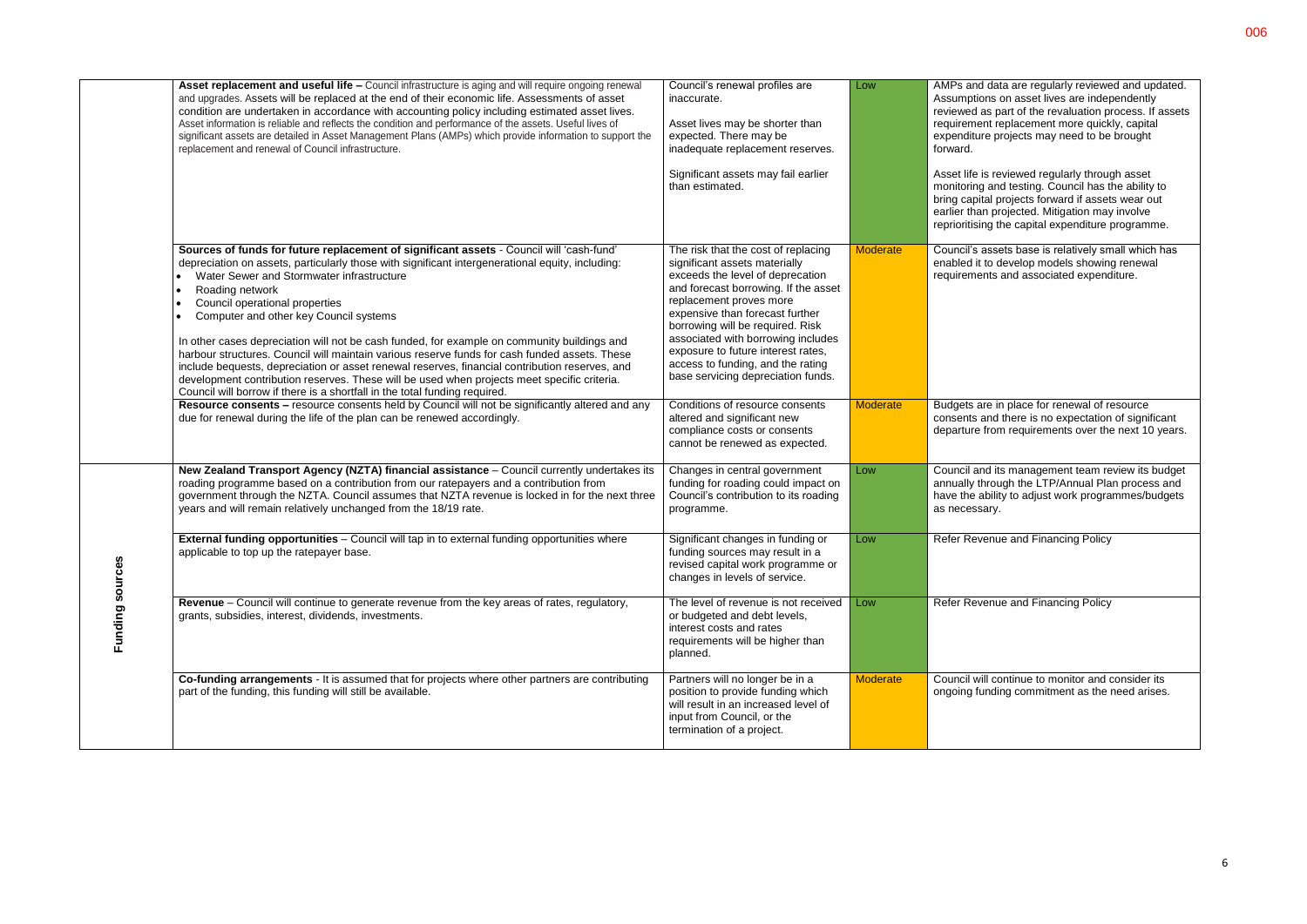| | | | | |
|---|---|---|---|---|
| | **Asset replacement and useful life –** Council infrastructure is aging and will require ongoing renewal and upgrades. Assets will be replaced at the end of their economic life. Assessments of asset condition are undertaken in accordance with accounting policy including estimated asset lives. Asset information is reliable and reflects the condition and performance of the assets. Useful lives of significant assets are detailed in Asset Management Plans (AMPs) which provide information to support the replacement and renewal of Council infrastructure. | Council's renewal profiles are inaccurate.<br><br>Asset lives may be shorter than expected. There may be inadequate replacement reserves.<br><br>Significant assets may fail earlier than estimated. | Low | AMPs and data are regularly reviewed and updated. Assumptions on asset lives are independently reviewed as part of the revaluation process. If assets requirement replacement more quickly, capital expenditure projects may need to be brought forward.<br><br>Asset life is reviewed regularly through asset monitoring and testing. Council has the ability to bring capital projects forward if assets wear out earlier than projected. Mitigation may involve reprioritising the capital expenditure programme. |
| | **Sources of funds for future replacement of significant assets** - Council will 'cash-fund' depreciation on assets, particularly those with significant intergenerational equity, including:<br>• Water Sewer and Stormwater infrastructure<br>• Roading network<br>• Council operational properties<br>• Computer and other key Council systems<br><br>In other cases depreciation will not be cash funded, for example on community buildings and harbour structures. Council will maintain various reserve funds for cash funded assets. These include bequests, depreciation or asset renewal reserves, financial contribution reserves, and development contribution reserves. These will be used when projects meet specific criteria. Council will borrow if there is a shortfall in the total funding required. | The risk that the cost of replacing significant assets materially exceeds the level of deprecation and forecast borrowing. If the asset replacement proves more expensive than forecast further borrowing will be required. Risk associated with borrowing includes exposure to future interest rates, access to funding, and the rating base servicing depreciation funds. | Moderate | Council's assets base is relatively small which has enabled it to develop models showing renewal requirements and associated expenditure. |
| | **Resource consents –** resource consents held by Council will not be significantly altered and any due for renewal during the life of the plan can be renewed accordingly. | Conditions of resource consents altered and significant new compliance costs or consents cannot be renewed as expected. | Moderate | Budgets are in place for renewal of resource consents and there is no expectation of significant departure from requirements over the next 10 years. |
| **Funding sources** | **New Zealand Transport Agency (NZTA) financial assistance** – Council currently undertakes its roading programme based on a contribution from our ratepayers and a contribution from government through the NZTA. Council assumes that NZTA revenue is locked in for the next three years and will remain relatively unchanged from the 18/19 rate. | Changes in central government funding for roading could impact on Council's contribution to its roading programme. | Low | Council and its management team review its budget annually through the LTP/Annual Plan process and have the ability to adjust work programmes/budgets as necessary. |
| | **External funding opportunities** – Council will tap in to external funding opportunities where applicable to top up the ratepayer base. | Significant changes in funding or funding sources may result in a revised capital work programme or changes in levels of service. | Low | Refer Revenue and Financing Policy |
| | **Revenue** – Council will continue to generate revenue from the key areas of rates, regulatory, grants, subsidies, interest, dividends, investments. | The level of revenue is not received or budgeted and debt levels, interest costs and rates requirements will be higher than planned. | Low | Refer Revenue and Financing Policy |
| | **Co-funding arrangements** - It is assumed that for projects where other partners are contributing part of the funding, this funding will still be available. | Partners will no longer be in a position to provide funding which will result in an increased level of input from Council, or the termination of a project. | Moderate | Council will continue to monitor and consider its ongoing funding commitment as the need arises. |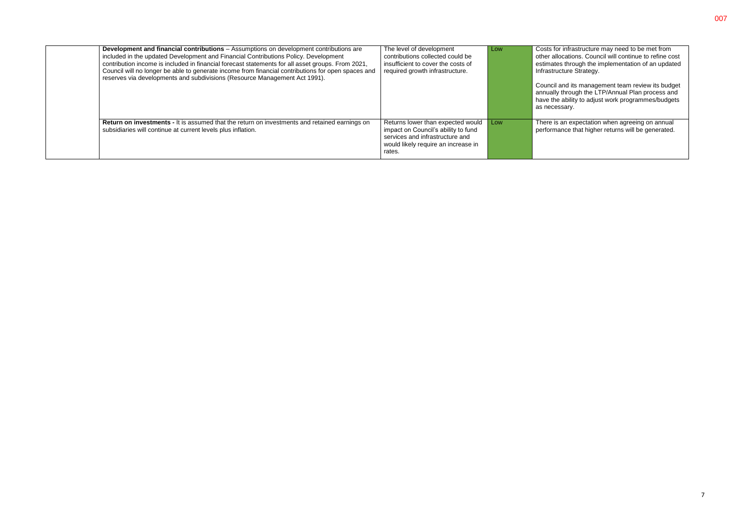| | | | | |
|---|---|---|---|---|
| | **Development and financial contributions** – Assumptions on development contributions are included in the updated Development and Financial Contributions Policy. Development contribution income is included in financial forecast statements for all asset groups. From 2021, Council will no longer be able to generate income from financial contributions for open spaces and reserves via developments and subdivisions (Resource Management Act 1991). | The level of development contributions collected could be insufficient to cover the costs of required growth infrastructure. | Low | Costs for infrastructure may need to be met from other allocations. Council will continue to refine cost estimates through the implementation of an updated Infrastructure Strategy.<br><br>Council and its management team review its budget annually through the LTP/Annual Plan process and have the ability to adjust work programmes/budgets as necessary. |
| | **Return on investments -** It is assumed that the return on investments and retained earnings on subsidiaries will continue at current levels plus inflation. | Returns lower than expected would impact on Council's ability to fund services and infrastructure and would likely require an increase in rates. | Low | There is an expectation when agreeing on annual performance that higher returns will be generated. |